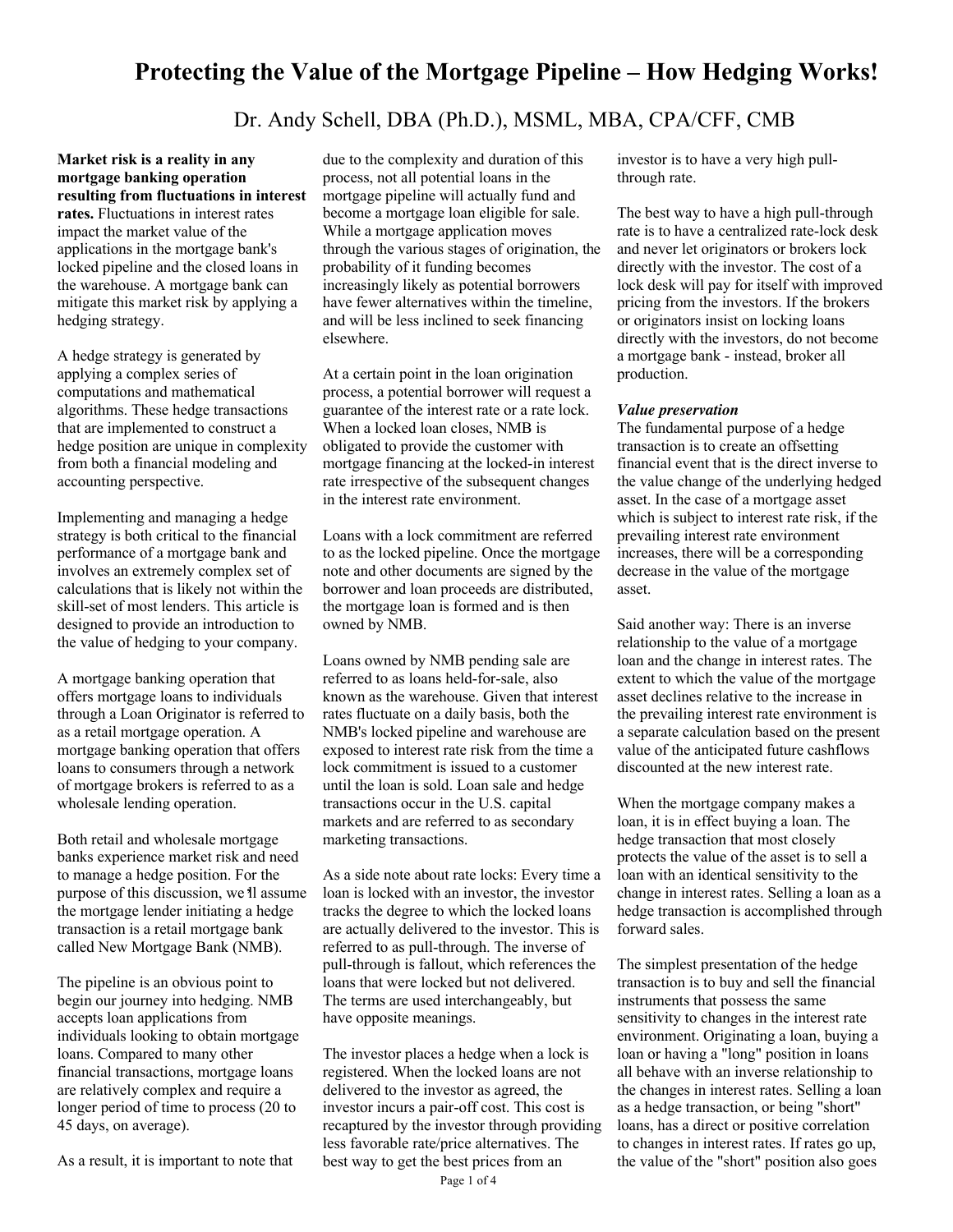# Protecting the Value of the Mortgage Pipeline – How Hedging Works!

Dr. Andy Schell, DBA (Ph.D.), MSML, MBA, CPA/CFF, CMB

**Market risk is a reality in any mortgage banking operation resulting from fluctuations in interest rates.** Fluctuations in interest rates impact the market value of the applications in the mortgage bank's locked pipeline and the closed loans in the warehouse. A mortgage bank can mitigate this market risk by applying a hedging strategy.

A hedge strategy is generated by applying a complex series of computations and mathematical algorithms. These hedge transactions that are implemented to construct a hedge position are unique in complexity from both a financial modeling and accounting perspective.

Implementing and managing a hedge strategy is both critical to the financial performance of a mortgage bank and involves an extremely complex set of calculations that is likely not within the skill-set of most lenders. This article is designed to provide an introduction to the value of hedging to your company.

A mortgage banking operation that offers mortgage loans to individuals through a Loan Originator is referred to as a retail mortgage operation. A mortgage banking operation that offers loans to consumers through a network of mortgage brokers is referred to as a wholesale lending operation.

Both retail and wholesale mortgage banks experience market risk and need to manage a hedge position. For the purpose of this discussion, we'll assume the mortgage lender initiating a hedge transaction is a retail mortgage bank called New Mortgage Bank (NMB).

The pipeline is an obvious point to begin our journey into hedging. NMB accepts loan applications from individuals looking to obtain mortgage loans. Compared to many other financial transactions, mortgage loans are relatively complex and require a longer period of time to process (20 to 45 days, on average).

As a result, it is important to note that due to the complexity and duration of this process, not all potential loans in the mortgage pipeline will actually fund and become a mortgage loan eligible for sale. While a mortgage application moves through the various stages of origination, the probability of it funding becomes increasingly likely as potential borrowers have fewer alternatives within the timeline, and will be less inclined to seek financing elsewhere.

At a certain point in the loan origination process, a potential borrower will request a guarantee of the interest rate or a rate lock. When a locked loan closes, NMB is obligated to provide the customer with mortgage financing at the locked-in interest rate irrespective of the subsequent changes in the interest rate environment.

Loans with a lock commitment are referred to as the locked pipeline. Once the mortgage note and other documents are signed by the borrower and loan proceeds are distributed, the mortgage loan is formed and is then owned by NMB.

Loans owned by NMB pending sale are referred to as loans held-for-sale, also known as the warehouse. Given that interest rates fluctuate on a daily basis, both the NMB's locked pipeline and warehouse are exposed to interest rate risk from the time a lock commitment is issued to a customer until the loan is sold. Loan sale and hedge transactions occur in the U.S. capital markets and are referred to as secondary marketing transactions.

As a side note about rate locks: Every time a loan is locked with an investor, the investor tracks the degree to which the locked loans are actually delivered to the investor. This is referred to as pull-through. The inverse of pull-through is fallout, which references the loans that were locked but not delivered. The terms are used interchangeably, but have opposite meanings.

The investor places a hedge when a lock is registered. When the locked loans are not delivered to the investor as agreed, the investor incurs a pair-off cost. This cost is recaptured by the investor through providing less favorable rate/price alternatives. The best way to get the best prices from an investor is to have a very high pull-through rate.

The best way to have a high pull-through rate is to have a centralized rate-lock desk and never let originators or brokers lock directly with the investor. The cost of a lock desk will pay for itself with improved pricing from the investors. If the brokers or originators insist on locking loans directly with the investors, do not become a mortgage bank - instead, broker all production.

***Value preservation***

The fundamental purpose of a hedge transaction is to create an offsetting financial event that is the direct inverse to the value change of the underlying hedged asset. In the case of a mortgage asset which is subject to interest rate risk, if the prevailing interest rate environment increases, there will be a corresponding decrease in the value of the mortgage asset.

Said another way: There is an inverse relationship to the value of a mortgage loan and the change in interest rates. The extent to which the value of the mortgage asset declines relative to the increase in the prevailing interest rate environment is a separate calculation based on the present value of the anticipated future cashflows discounted at the new interest rate.

When the mortgage company makes a loan, it is in effect buying a loan. The hedge transaction that most closely protects the value of the asset is to sell a loan with an identical sensitivity to the change in interest rates. Selling a loan as a hedge transaction is accomplished through forward sales.

The simplest presentation of the hedge transaction is to buy and sell the financial instruments that possess the same sensitivity to changes in the interest rate environment. Originating a loan, buying a loan or having a "long" position in loans all behave with an inverse relationship to the changes in interest rates. Selling a loan as a hedge transaction, or being "short" loans, has a direct or positive correlation to changes in interest rates. If rates go up, the value of the "short" position also goes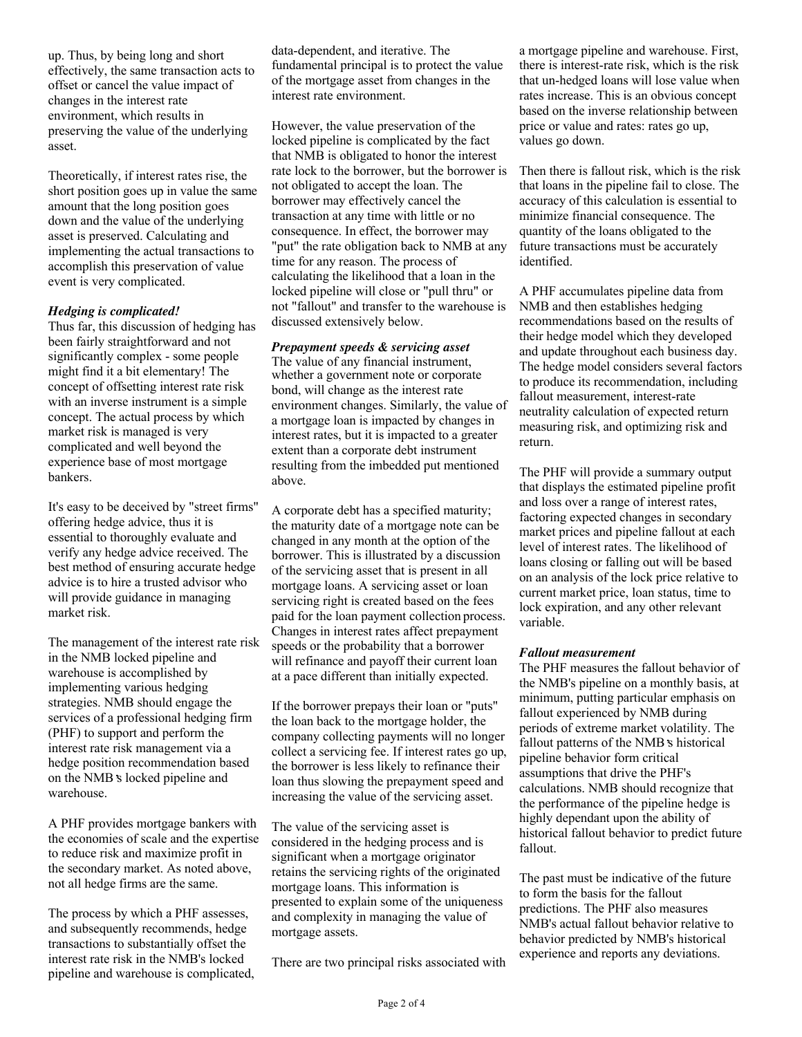up. Thus, by being long and short effectively, the same transaction acts to offset or cancel the value impact of changes in the interest rate environment, which results in preserving the value of the underlying asset.

Theoretically, if interest rates rise, the short position goes up in value the same amount that the long position goes down and the value of the underlying asset is preserved. Calculating and implementing the actual transactions to accomplish this preservation of value event is very complicated.

***Hedging is complicated!***

Thus far, this discussion of hedging has been fairly straightforward and not significantly complex - some people might find it a bit elementary! The concept of offsetting interest rate risk with an inverse instrument is a simple concept. The actual process by which market risk is managed is very complicated and well beyond the experience base of most mortgage bankers.

It's easy to be deceived by "street firms" offering hedge advice, thus it is essential to thoroughly evaluate and verify any hedge advice received. The best method of ensuring accurate hedge advice is to hire a trusted advisor who will provide guidance in managing market risk.

The management of the interest rate risk in the NMB locked pipeline and warehouse is accomplished by implementing various hedging strategies. NMB should engage the services of a professional hedging firm (PHF) to support and perform the interest rate risk management via a hedge position recommendation based on the NMB's locked pipeline and warehouse.

A PHF provides mortgage bankers with the economies of scale and the expertise to reduce risk and maximize profit in the secondary market. As noted above, not all hedge firms are the same.

The process by which a PHF assesses, and subsequently recommends, hedge transactions to substantially offset the interest rate risk in the NMB's locked pipeline and warehouse is complicated, data-dependent, and iterative. The fundamental principal is to protect the value of the mortgage asset from changes in the interest rate environment.

However, the value preservation of the locked pipeline is complicated by the fact that NMB is obligated to honor the interest rate lock to the borrower, but the borrower is not obligated to accept the loan. The borrower may effectively cancel the transaction at any time with little or no consequence. In effect, the borrower may "put" the rate obligation back to NMB at any time for any reason. The process of calculating the likelihood that a loan in the locked pipeline will close or "pull thru" or not "fallout" and transfer to the warehouse is discussed extensively below.

***Prepayment speeds & servicing asset***

The value of any financial instrument, whether a government note or corporate bond, will change as the interest rate environment changes. Similarly, the value of a mortgage loan is impacted by changes in interest rates, but it is impacted to a greater extent than a corporate debt instrument resulting from the imbedded put mentioned above.

A corporate debt has a specified maturity; the maturity date of a mortgage note can be changed in any month at the option of the borrower. This is illustrated by a discussion of the servicing asset that is present in all mortgage loans. A servicing asset or loan servicing right is created based on the fees paid for the loan payment collection process. Changes in interest rates affect prepayment speeds or the probability that a borrower will refinance and payoff their current loan at a pace different than initially expected.

If the borrower prepays their loan or "puts" the loan back to the mortgage holder, the company collecting payments will no longer collect a servicing fee. If interest rates go up, the borrower is less likely to refinance their loan thus slowing the prepayment speed and increasing the value of the servicing asset.

The value of the servicing asset is considered in the hedging process and is significant when a mortgage originator retains the servicing rights of the originated mortgage loans. This information is presented to explain some of the uniqueness and complexity in managing the value of mortgage assets.

There are two principal risks associated with a mortgage pipeline and warehouse. First, there is interest-rate risk, which is the risk that un-hedged loans will lose value when rates increase. This is an obvious concept based on the inverse relationship between price or value and rates: rates go up, values go down.

Then there is fallout risk, which is the risk that loans in the pipeline fail to close. The accuracy of this calculation is essential to minimize financial consequence. The quantity of the loans obligated to the future transactions must be accurately identified.

A PHF accumulates pipeline data from NMB and then establishes hedging recommendations based on the results of their hedge model which they developed and update throughout each business day. The hedge model considers several factors to produce its recommendation, including fallout measurement, interest-rate neutrality calculation of expected return measuring risk, and optimizing risk and return.

The PHF will provide a summary output that displays the estimated pipeline profit and loss over a range of interest rates, factoring expected changes in secondary market prices and pipeline fallout at each level of interest rates. The likelihood of loans closing or falling out will be based on an analysis of the lock price relative to current market price, loan status, time to lock expiration, and any other relevant variable.

***Fallout measurement***

The PHF measures the fallout behavior of the NMB's pipeline on a monthly basis, at minimum, putting particular emphasis on fallout experienced by NMB during periods of extreme market volatility. The fallout patterns of the NMB's historical pipeline behavior form critical assumptions that drive the PHF's calculations. NMB should recognize that the performance of the pipeline hedge is highly dependant upon the ability of historical fallout behavior to predict future fallout.

The past must be indicative of the future to form the basis for the fallout predictions. The PHF also measures NMB's actual fallout behavior relative to behavior predicted by NMB's historical experience and reports any deviations.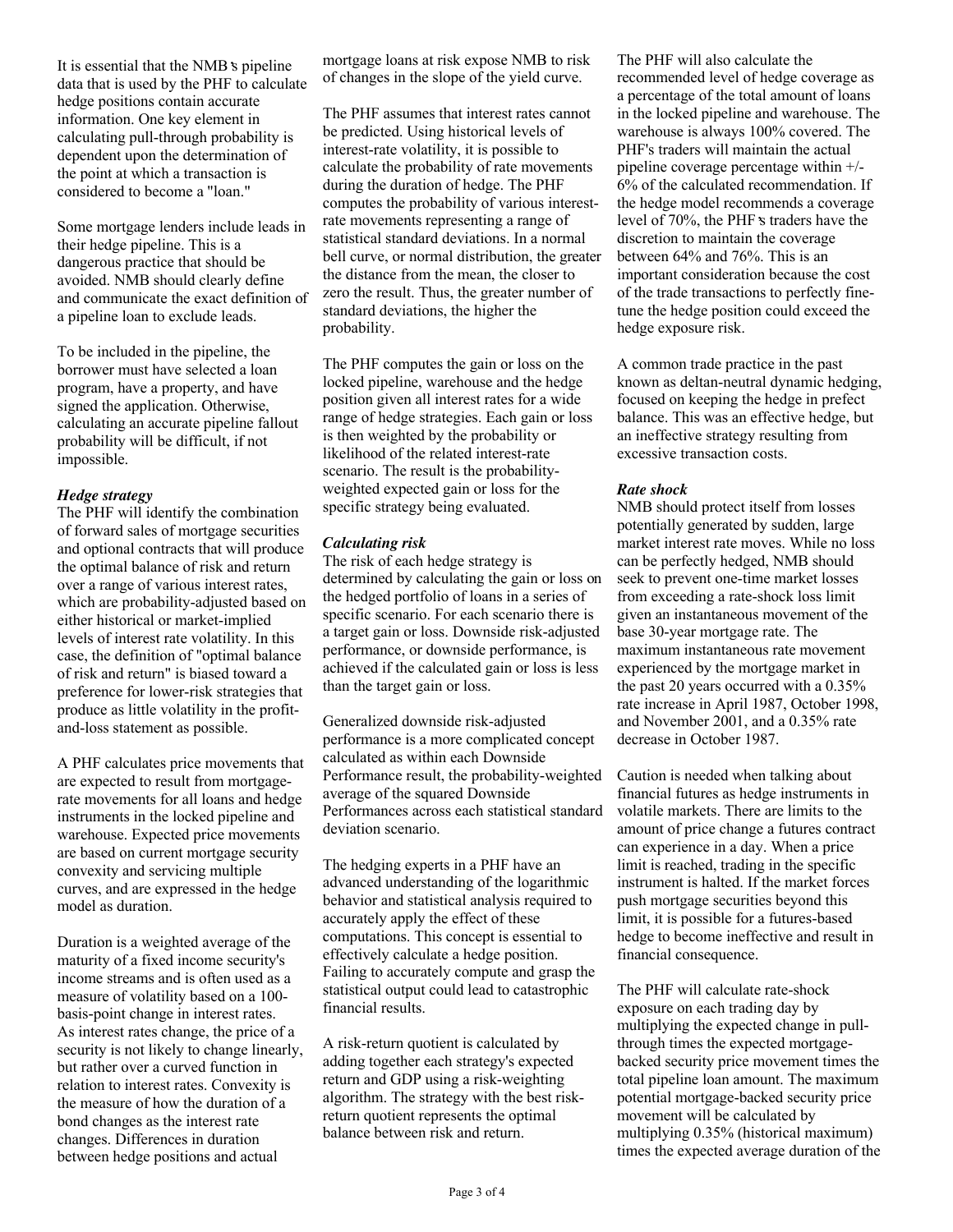It is essential that the NMB's pipeline data that is used by the PHF to calculate hedge positions contain accurate information. One key element in calculating pull-through probability is dependent upon the determination of the point at which a transaction is considered to become a "loan."

Some mortgage lenders include leads in their hedge pipeline. This is a dangerous practice that should be avoided. NMB should clearly define and communicate the exact definition of a pipeline loan to exclude leads.

To be included in the pipeline, the borrower must have selected a loan program, have a property, and have signed the application. Otherwise, calculating an accurate pipeline fallout probability will be difficult, if not impossible.

### *Hedge strategy*

The PHF will identify the combination of forward sales of mortgage securities and optional contracts that will produce the optimal balance of risk and return over a range of various interest rates, which are probability-adjusted based on either historical or market-implied levels of interest rate volatility. In this case, the definition of "optimal balance of risk and return" is biased toward a preference for lower-risk strategies that produce as little volatility in the profit-and-loss statement as possible.

A PHF calculates price movements that are expected to result from mortgage-rate movements for all loans and hedge instruments in the locked pipeline and warehouse. Expected price movements are based on current mortgage security convexity and servicing multiple curves, and are expressed in the hedge model as duration.

Duration is a weighted average of the maturity of a fixed income security's income streams and is often used as a measure of volatility based on a 100-basis-point change in interest rates. As interest rates change, the price of a security is not likely to change linearly, but rather over a curved function in relation to interest rates. Convexity is the measure of how the duration of a bond changes as the interest rate changes. Differences in duration between hedge positions and actual mortgage loans at risk expose NMB to risk of changes in the slope of the yield curve.

The PHF assumes that interest rates cannot be predicted. Using historical levels of interest-rate volatility, it is possible to calculate the probability of rate movements during the duration of hedge. The PHF computes the probability of various interest-rate movements representing a range of statistical standard deviations. In a normal bell curve, or normal distribution, the greater the distance from the mean, the closer to zero the result. Thus, the greater number of standard deviations, the higher the probability.

The PHF computes the gain or loss on the locked pipeline, warehouse and the hedge position given all interest rates for a wide range of hedge strategies. Each gain or loss is then weighted by the probability or likelihood of the related interest-rate scenario. The result is the probability-weighted expected gain or loss for the specific strategy being evaluated.

### *Calculating risk*

The risk of each hedge strategy is determined by calculating the gain or loss on the hedged portfolio of loans in a series of specific scenario. For each scenario there is a target gain or loss. Downside risk-adjusted performance, or downside performance, is achieved if the calculated gain or loss is less than the target gain or loss.

Generalized downside risk-adjusted performance is a more complicated concept calculated as within each Downside Performance result, the probability-weighted average of the squared Downside Performances across each statistical standard deviation scenario.

The hedging experts in a PHF have an advanced understanding of the logarithmic behavior and statistical analysis required to accurately apply the effect of these computations. This concept is essential to effectively calculate a hedge position. Failing to accurately compute and grasp the statistical output could lead to catastrophic financial results.

A risk-return quotient is calculated by adding together each strategy's expected return and GDP using a risk-weighting algorithm. The strategy with the best risk-return quotient represents the optimal balance between risk and return.

The PHF will also calculate the recommended level of hedge coverage as a percentage of the total amount of loans in the locked pipeline and warehouse. The warehouse is always 100% covered. The PHF's traders will maintain the actual pipeline coverage percentage within +/- 6% of the calculated recommendation. If the hedge model recommends a coverage level of 70%, the PHF's traders have the discretion to maintain the coverage between 64% and 76%. This is an important consideration because the cost of the trade transactions to perfectly fine-tune the hedge position could exceed the hedge exposure risk.

A common trade practice in the past known as deltan-neutral dynamic hedging, focused on keeping the hedge in prefect balance. This was an effective hedge, but an ineffective strategy resulting from excessive transaction costs.

### *Rate shock*

NMB should protect itself from losses potentially generated by sudden, large market interest rate moves. While no loss can be perfectly hedged, NMB should seek to prevent one-time market losses from exceeding a rate-shock loss limit given an instantaneous movement of the base 30-year mortgage rate. The maximum instantaneous rate movement experienced by the mortgage market in the past 20 years occurred with a 0.35% rate increase in April 1987, October 1998, and November 2001, and a 0.35% rate decrease in October 1987.

Caution is needed when talking about financial futures as hedge instruments in volatile markets. There are limits to the amount of price change a futures contract can experience in a day. When a price limit is reached, trading in the specific instrument is halted. If the market forces push mortgage securities beyond this limit, it is possible for a futures-based hedge to become ineffective and result in financial consequence.

The PHF will calculate rate-shock exposure on each trading day by multiplying the expected change in pull-through times the expected mortgage-backed security price movement times the total pipeline loan amount. The maximum potential mortgage-backed security price movement will be calculated by multiplying 0.35% (historical maximum) times the expected average duration of the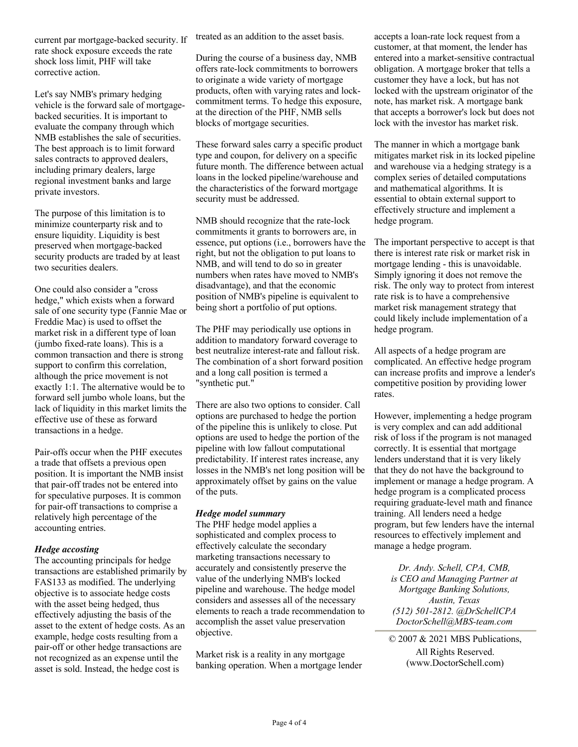current par mortgage-backed security. If rate shock exposure exceeds the rate shock loss limit, PHF will take corrective action.

Let's say NMB's primary hedging vehicle is the forward sale of mortgage-backed securities. It is important to evaluate the company through which NMB establishes the sale of securities. The best approach is to limit forward sales contracts to approved dealers, including primary dealers, large regional investment banks and large private investors.

The purpose of this limitation is to minimize counterparty risk and to ensure liquidity. Liquidity is best preserved when mortgage-backed security products are traded by at least two securities dealers.

One could also consider a "cross hedge," which exists when a forward sale of one security type (Fannie Mae or Freddie Mac) is used to offset the market risk in a different type of loan (jumbo fixed-rate loans). This is a common transaction and there is strong support to confirm this correlation, although the price movement is not exactly 1:1. The alternative would be to forward sell jumbo whole loans, but the lack of liquidity in this market limits the effective use of these as forward transactions in a hedge.

Pair-offs occur when the PHF executes a trade that offsets a previous open position. It is important the NMB insist that pair-off trades not be entered into for speculative purposes. It is common for pair-off transactions to comprise a relatively high percentage of the accounting entries.

### *Hedge accosting*

The accounting principals for hedge transactions are established primarily by FAS133 as modified. The underlying objective is to associate hedge costs with the asset being hedged, thus effectively adjusting the basis of the asset to the extent of hedge costs. As an example, hedge costs resulting from a pair-off or other hedge transactions are not recognized as an expense until the asset is sold. Instead, the hedge cost is treated as an addition to the asset basis.

During the course of a business day, NMB offers rate-lock commitments to borrowers to originate a wide variety of mortgage products, often with varying rates and lock-commitment terms. To hedge this exposure, at the direction of the PHF, NMB sells blocks of mortgage securities.

These forward sales carry a specific product type and coupon, for delivery on a specific future month. The difference between actual loans in the locked pipeline/warehouse and the characteristics of the forward mortgage security must be addressed.

NMB should recognize that the rate-lock commitments it grants to borrowers are, in essence, put options (i.e., borrowers have the right, but not the obligation to put loans to NMB, and will tend to do so in greater numbers when rates have moved to NMB's disadvantage), and that the economic position of NMB's pipeline is equivalent to being short a portfolio of put options.

The PHF may periodically use options in addition to mandatory forward coverage to best neutralize interest-rate and fallout risk. The combination of a short forward position and a long call position is termed a "synthetic put."

There are also two options to consider. Call options are purchased to hedge the portion of the pipeline this is unlikely to close. Put options are used to hedge the portion of the pipeline with low fallout computational predictability. If interest rates increase, any losses in the NMB's net long position will be approximately offset by gains on the value of the puts.

### *Hedge model summary*

The PHF hedge model applies a sophisticated and complex process to effectively calculate the secondary marketing transactions necessary to accurately and consistently preserve the value of the underlying NMB's locked pipeline and warehouse. The hedge model considers and assesses all of the necessary elements to reach a trade recommendation to accomplish the asset value preservation objective.

Market risk is a reality in any mortgage banking operation. When a mortgage lender accepts a loan-rate lock request from a customer, at that moment, the lender has entered into a market-sensitive contractual obligation. A mortgage broker that tells a customer they have a lock, but has not locked with the upstream originator of the note, has market risk. A mortgage bank that accepts a borrower's lock but does not lock with the investor has market risk.

The manner in which a mortgage bank mitigates market risk in its locked pipeline and warehouse via a hedging strategy is a complex series of detailed computations and mathematical algorithms. It is essential to obtain external support to effectively structure and implement a hedge program.

The important perspective to accept is that there is interest rate risk or market risk in mortgage lending - this is unavoidable. Simply ignoring it does not remove the risk. The only way to protect from interest rate risk is to have a comprehensive market risk management strategy that could likely include implementation of a hedge program.

All aspects of a hedge program are complicated. An effective hedge program can increase profits and improve a lender's competitive position by providing lower rates.

However, implementing a hedge program is very complex and can add additional risk of loss if the program is not managed correctly. It is essential that mortgage lenders understand that it is very likely that they do not have the background to implement or manage a hedge program. A hedge program is a complicated process requiring graduate-level math and finance training. All lenders need a hedge program, but few lenders have the internal resources to effectively implement and manage a hedge program.

*Dr. Andy. Schell, CPA, CMB,*
*is CEO and Managing Partner at*
*Mortgage Banking Solutions,*
*Austin, Texas*
*(512) 501-2812. @DrSchellCPA*
*DoctorSchell@MBS-team.com*

© 2007 & 2021 MBS Publications,
All Rights Reserved.
(www.DoctorSchell.com)